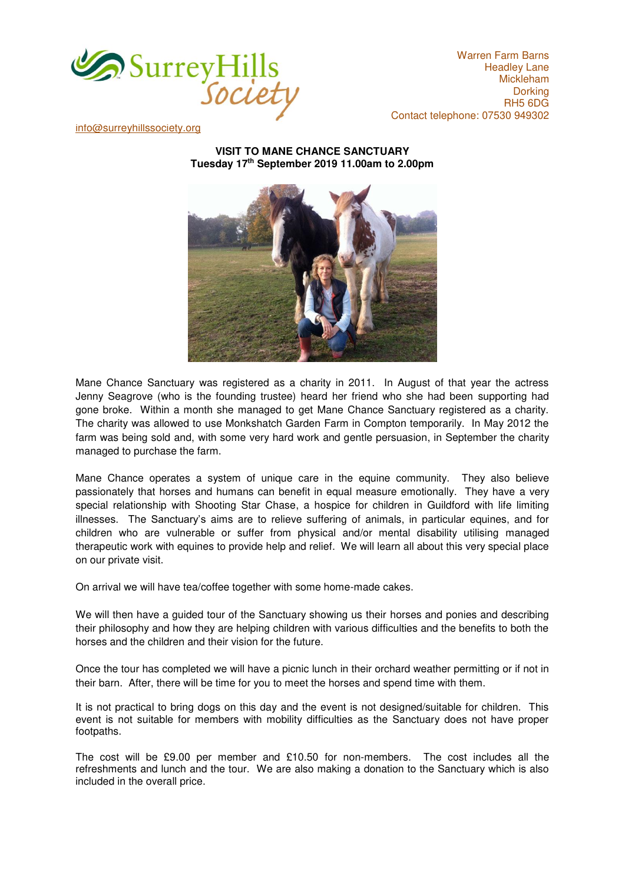Surrey Hills Society

Warren Farm Barns
Headley Lane
Mickleham
Dorking
RH5 6DG
Contact telephone: 07530 949302

info@surreyhillssociety.org

**VISIT TO MANE CHANCE SANCTUARY**
**Tuesday 17th September 2019 11.00am to 2.00pm**

Mane Chance Sanctuary was registered as a charity in 2011. In August of that year the actress Jenny Seagrove (who is the founding trustee) heard her friend who she had been supporting had gone broke. Within a month she managed to get Mane Chance Sanctuary registered as a charity. The charity was allowed to use Monkshatch Garden Farm in Compton temporarily. In May 2012 the farm was being sold and, with some very hard work and gentle persuasion, in September the charity managed to purchase the farm.

Mane Chance operates a system of unique care in the equine community. They also believe passionately that horses and humans can benefit in equal measure emotionally. They have a very special relationship with Shooting Star Chase, a hospice for children in Guildford with life limiting illnesses. The Sanctuary's aims are to relieve suffering of animals, in particular equines, and for children who are vulnerable or suffer from physical and/or mental disability utilising managed therapeutic work with equines to provide help and relief. We will learn all about this very special place on our private visit.

On arrival we will have tea/coffee together with some home-made cakes.

We will then have a guided tour of the Sanctuary showing us their horses and ponies and describing their philosophy and how they are helping children with various difficulties and the benefits to both the horses and the children and their vision for the future.

Once the tour has completed we will have a picnic lunch in their orchard weather permitting or if not in their barn. After, there will be time for you to meet the horses and spend time with them.

It is not practical to bring dogs on this day and the event is not designed/suitable for children. This event is not suitable for members with mobility difficulties as the Sanctuary does not have proper footpaths.

The cost will be £9.00 per member and £10.50 for non-members. The cost includes all the refreshments and lunch and the tour. We are also making a donation to the Sanctuary which is also included in the overall price.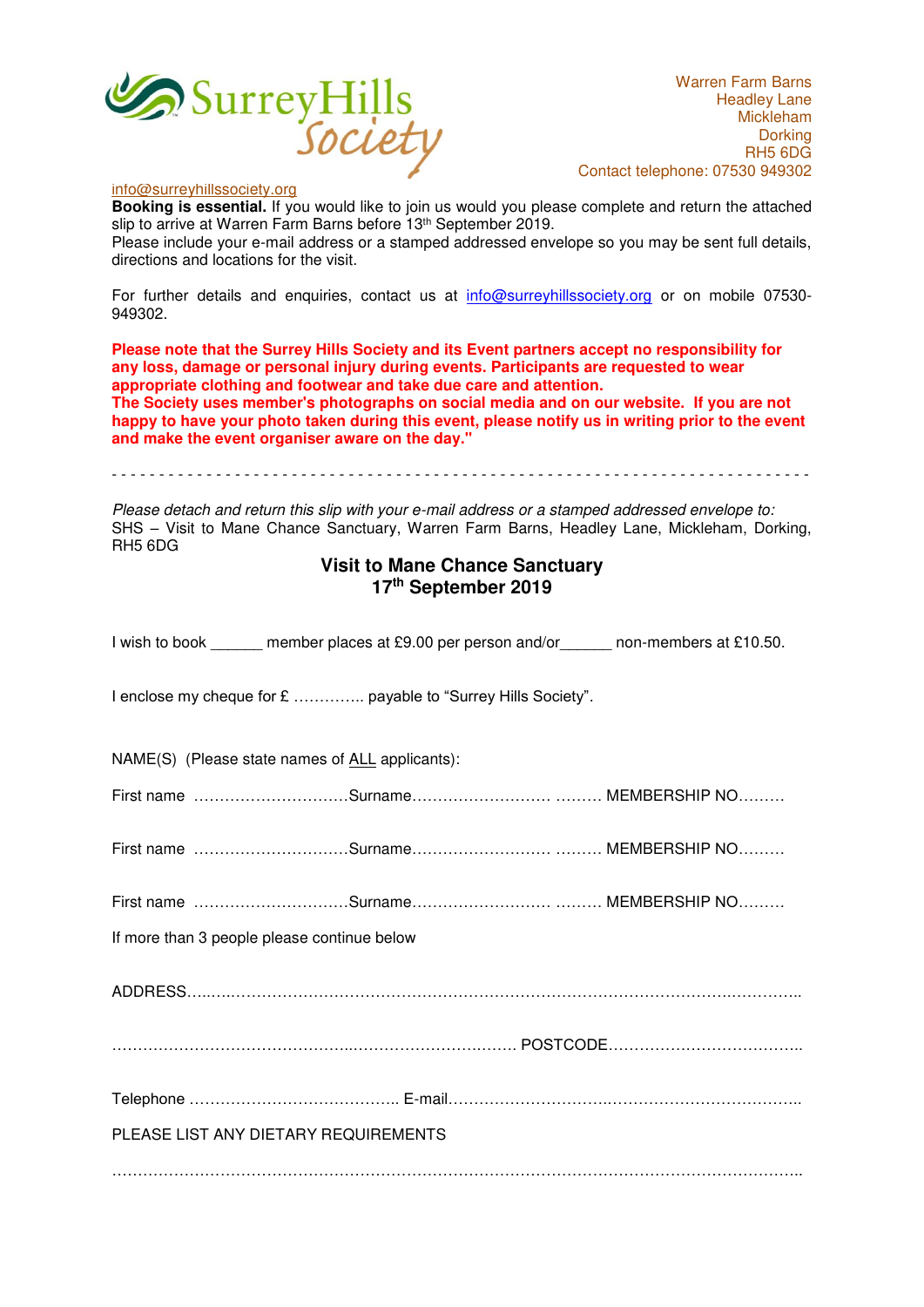Surrey Hills Society

Warren Farm Barns
Headley Lane
Mickleham
Dorking
RH5 6DG
Contact telephone: 07530 949302

info@surreyhillssociety.org

**Booking is essential.** If you would like to join us would you please complete and return the attached slip to arrive at Warren Farm Barns before 13th September 2019.
Please include your e-mail address or a stamped addressed envelope so you may be sent full details, directions and locations for the visit.

For further details and enquiries, contact us at info@surreyhillssociety.org or on mobile 07530-949302.

**Please note that the Surrey Hills Society and its Event partners accept no responsibility for any loss, damage or personal injury during events. Participants are requested to wear appropriate clothing and footwear and take due care and attention.**
**The Society uses member's photographs on social media and on our website. If you are not happy to have your photo taken during this event, please notify us in writing prior to the event and make the event organiser aware on the day."**

- - - - - - - - - - - - - - - - - - - - - - - - - - - - - - - - - - - - - - - - - - - - - - - - - - - - - - - - - - - - - - - - - - - -

*Please detach and return this slip with your e-mail address or a stamped addressed envelope to:*
SHS – Visit to Mane Chance Sanctuary, Warren Farm Barns, Headley Lane, Mickleham, Dorking, RH5 6DG

## Visit to Mane Chance Sanctuary
## 17th September 2019

I wish to book ______ member places at £9.00 per person and/or______ non-members at £10.50.

I enclose my cheque for £ ………….. payable to "Surrey Hills Society".

NAME(S) (Please state names of ALL applicants):

First name …………………………Surname……………………… ……… MEMBERSHIP NO………

First name …………………………Surname……………………… ……… MEMBERSHIP NO………

First name …………………………Surname……………………… ……… MEMBERSHIP NO………

If more than 3 people please continue below

ADDRESS……………………………………………………………………………………………………..

………………………………………………………………………… POSTCODE………………………………..

Telephone ………………………………….. E-mail…………………………………………………………..

PLEASE LIST ANY DIETARY REQUIREMENTS

……………………………………………………………………………………………………………………..